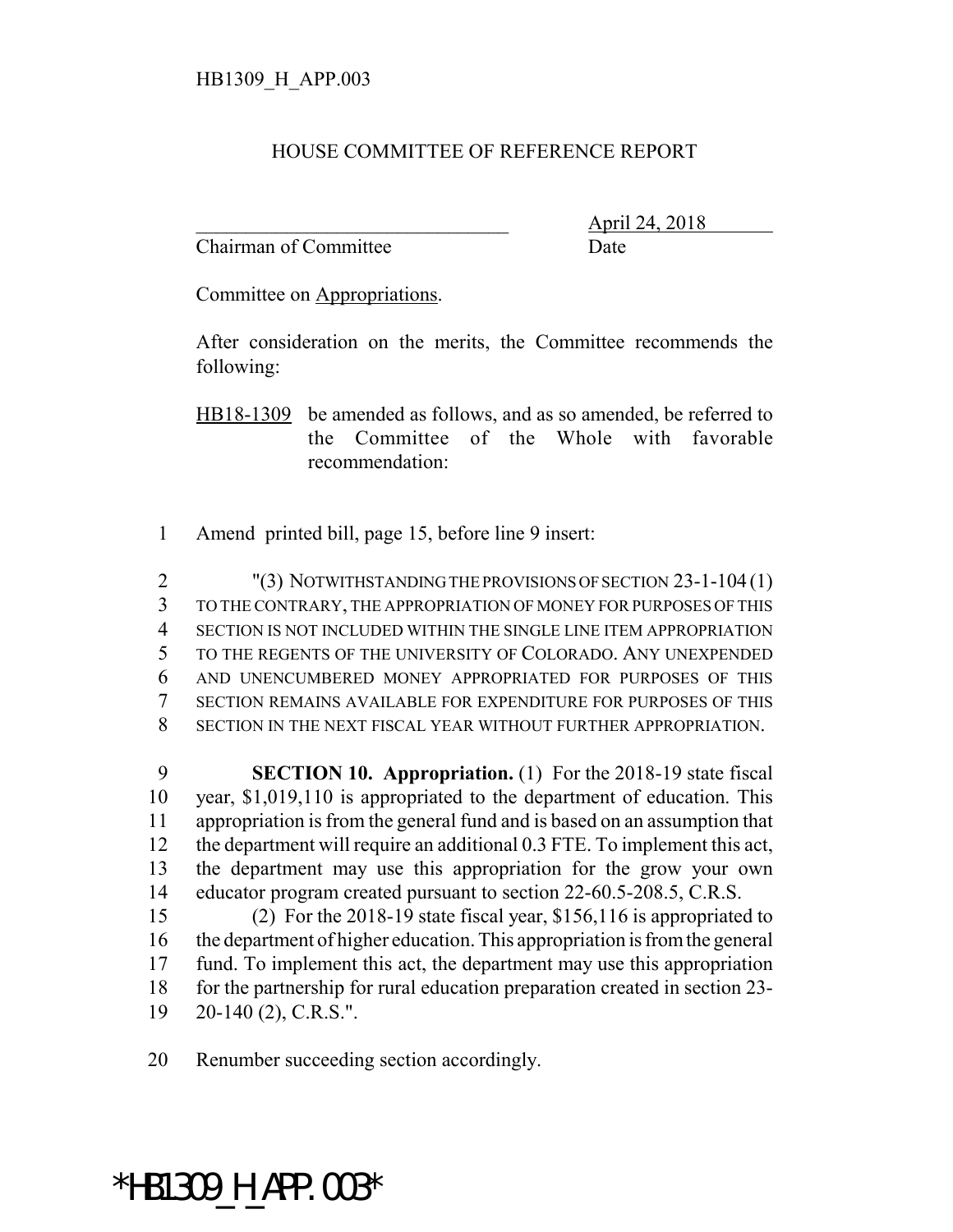HB1309_H_APP.003

# HOUSE COMMITTEE OF REFERENCE REPORT

_______________________________ April 24, 2018
Chairman of Committee Date

Committee on Appropriations.

After consideration on the merits, the Committee recommends the following:

HB18-1309 be amended as follows, and as so amended, be referred to the Committee of the Whole with favorable recommendation:

1 Amend printed bill, page 15, before line 9 insert:

2 "(3) NOTWITHSTANDING THE PROVISIONS OF SECTION 23-1-104 (1)
3 TO THE CONTRARY, THE APPROPRIATION OF MONEY FOR PURPOSES OF THIS
4 SECTION IS NOT INCLUDED WITHIN THE SINGLE LINE ITEM APPROPRIATION
5 TO THE REGENTS OF THE UNIVERSITY OF COLORADO. ANY UNEXPENDED
6 AND UNENCUMBERED MONEY APPROPRIATED FOR PURPOSES OF THIS
7 SECTION REMAINS AVAILABLE FOR EXPENDITURE FOR PURPOSES OF THIS
8 SECTION IN THE NEXT FISCAL YEAR WITHOUT FURTHER APPROPRIATION.

9 **SECTION 10. Appropriation.** (1) For the 2018-19 state fiscal
10 year, $1,019,110 is appropriated to the department of education. This
11 appropriation is from the general fund and is based on an assumption that
12 the department will require an additional 0.3 FTE. To implement this act,
13 the department may use this appropriation for the grow your own
14 educator program created pursuant to section 22-60.5-208.5, C.R.S.
15 (2) For the 2018-19 state fiscal year, $156,116 is appropriated to
16 the department of higher education. This appropriation is from the general
17 fund. To implement this act, the department may use this appropriation
18 for the partnership for rural education preparation created in section 23-
19 20-140 (2), C.R.S.".

20 Renumber succeeding section accordingly.

*HB1309_H_APP.003*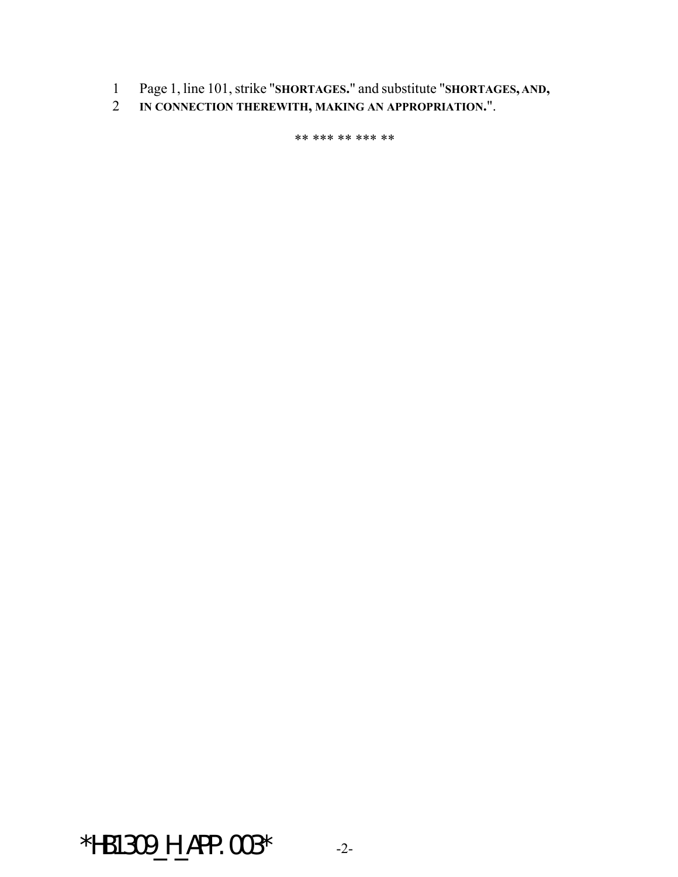1 Page 1, line 101, strike "**SHORTAGES.**" and substitute "**SHORTAGES, AND,**
2 **IN CONNECTION THEREWITH, MAKING AN APPROPRIATION.**".

** *** ** *** **

*HB1309_H_APP.003*